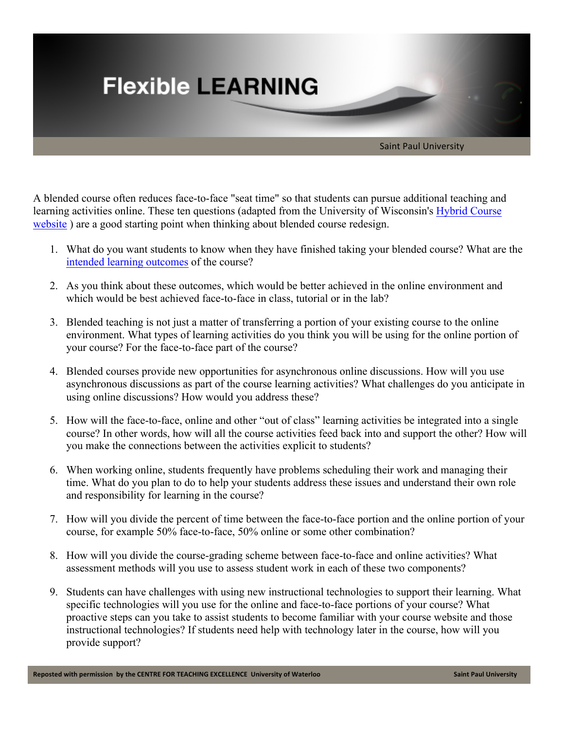# Flexible LEARNING

Saint Paul University

A blended course often reduces face-to-face "seat time" so that students can pursue additional teaching and learning activities online. These ten questions (adapted from the University of Wisconsin's [Hybrid Course website](#) ) are a good starting point when thinking about blended course redesign.

1. What do you want students to know when they have finished taking your blended course? What are the [intended learning outcomes](#) of the course?

2. As you think about these outcomes, which would be better achieved in the online environment and which would be best achieved face-to-face in class, tutorial or in the lab?

3. Blended teaching is not just a matter of transferring a portion of your existing course to the online environment. What types of learning activities do you think you will be using for the online portion of your course? For the face-to-face part of the course?

4. Blended courses provide new opportunities for asynchronous online discussions. How will you use asynchronous discussions as part of the course learning activities? What challenges do you anticipate in using online discussions? How would you address these?

5. How will the face-to-face, online and other "out of class" learning activities be integrated into a single course? In other words, how will all the course activities feed back into and support the other? How will you make the connections between the activities explicit to students?

6. When working online, students frequently have problems scheduling their work and managing their time. What do you plan to do to help your students address these issues and understand their own role and responsibility for learning in the course?

7. How will you divide the percent of time between the face-to-face portion and the online portion of your course, for example 50% face-to-face, 50% online or some other combination?

8. How will you divide the course-grading scheme between face-to-face and online activities? What assessment methods will you use to assess student work in each of these two components?

9. Students can have challenges with using new instructional technologies to support their learning. What specific technologies will you use for the online and face-to-face portions of your course? What proactive steps can you take to assist students to become familiar with your course website and those instructional technologies? If students need help with technology later in the course, how will you provide support?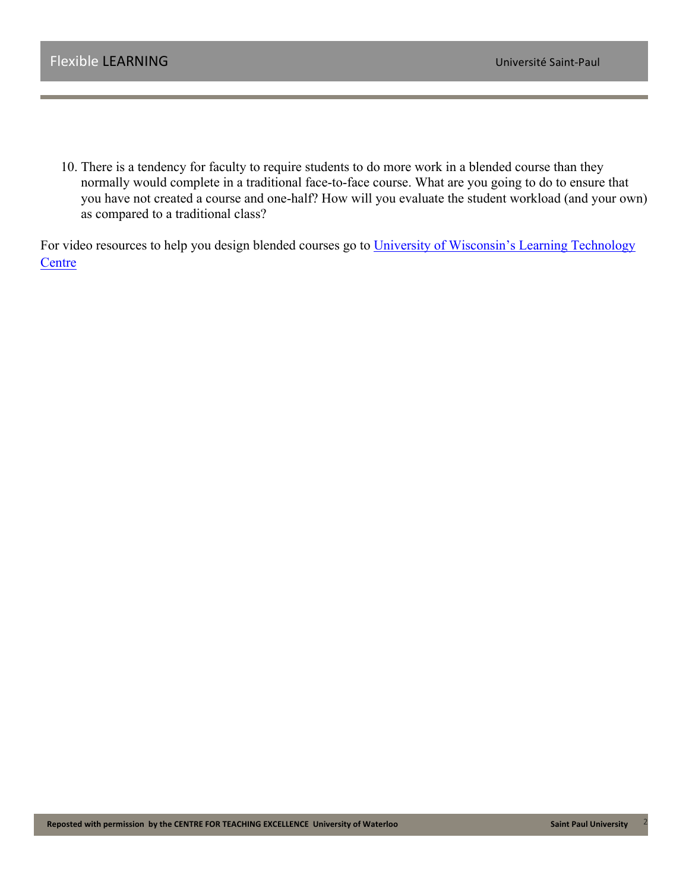10. There is a tendency for faculty to require students to do more work in a blended course than they normally would complete in a traditional face-to-face course. What are you going to do to ensure that you have not created a course and one-half? How will you evaluate the student workload (and your own) as compared to a traditional class?

For video resources to help you design blended courses go to [University of Wisconsin's Learning Technology Centre]()